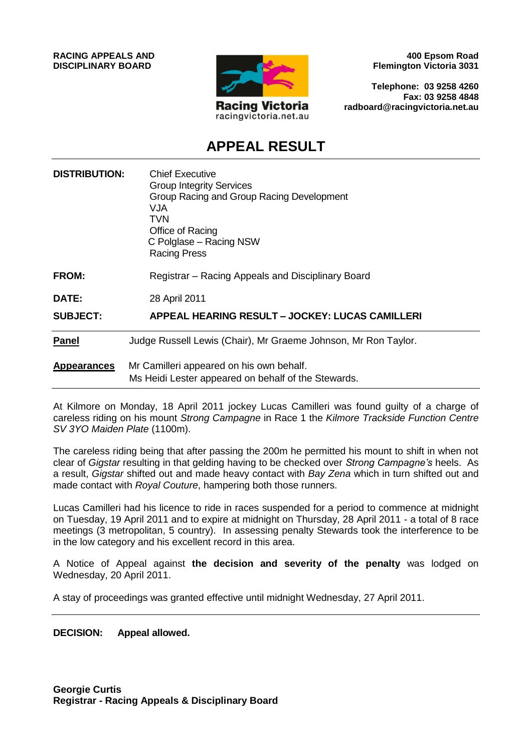**RACING APPEALS AND DISCIPLINARY BOARD**

Racing Victoria
racingvictoria.net.au

**400 Epsom Road**
**Flemington Victoria 3031**

**Telephone: 03 9258 4260**
**Fax: 03 9258 4848**
**radboard@racingvictoria.net.au**

# APPEAL RESULT

**DISTRIBUTION:** Chief Executive
Group Integrity Services
Group Racing and Group Racing Development
VJA
TVN
Office of Racing
C Polglase – Racing NSW
Racing Press

**FROM:** Registrar – Racing Appeals and Disciplinary Board

**DATE:** 28 April 2011

**SUBJECT:** **APPEAL HEARING RESULT – JOCKEY: LUCAS CAMILLERI**

**Panel** Judge Russell Lewis (Chair), Mr Graeme Johnson, Mr Ron Taylor.

**Appearances** Mr Camilleri appeared on his own behalf.
Ms Heidi Lester appeared on behalf of the Stewards.

At Kilmore on Monday, 18 April 2011 jockey Lucas Camilleri was found guilty of a charge of careless riding on his mount *Strong Campagne* in Race 1 the *Kilmore Trackside Function Centre SV 3YO Maiden Plate* (1100m).

The careless riding being that after passing the 200m he permitted his mount to shift in when not clear of *Gigstar* resulting in that gelding having to be checked over *Strong Campagne's* heels. As a result, *Gigstar* shifted out and made heavy contact with *Bay Zena* which in turn shifted out and made contact with *Royal Couture*, hampering both those runners.

Lucas Camilleri had his licence to ride in races suspended for a period to commence at midnight on Tuesday, 19 April 2011 and to expire at midnight on Thursday, 28 April 2011 - a total of 8 race meetings (3 metropolitan, 5 country). In assessing penalty Stewards took the interference to be in the low category and his excellent record in this area.

A Notice of Appeal against **the decision and severity of the penalty** was lodged on Wednesday, 20 April 2011.

A stay of proceedings was granted effective until midnight Wednesday, 27 April 2011.

**DECISION: Appeal allowed.**

**Georgie Curtis**
**Registrar - Racing Appeals & Disciplinary Board**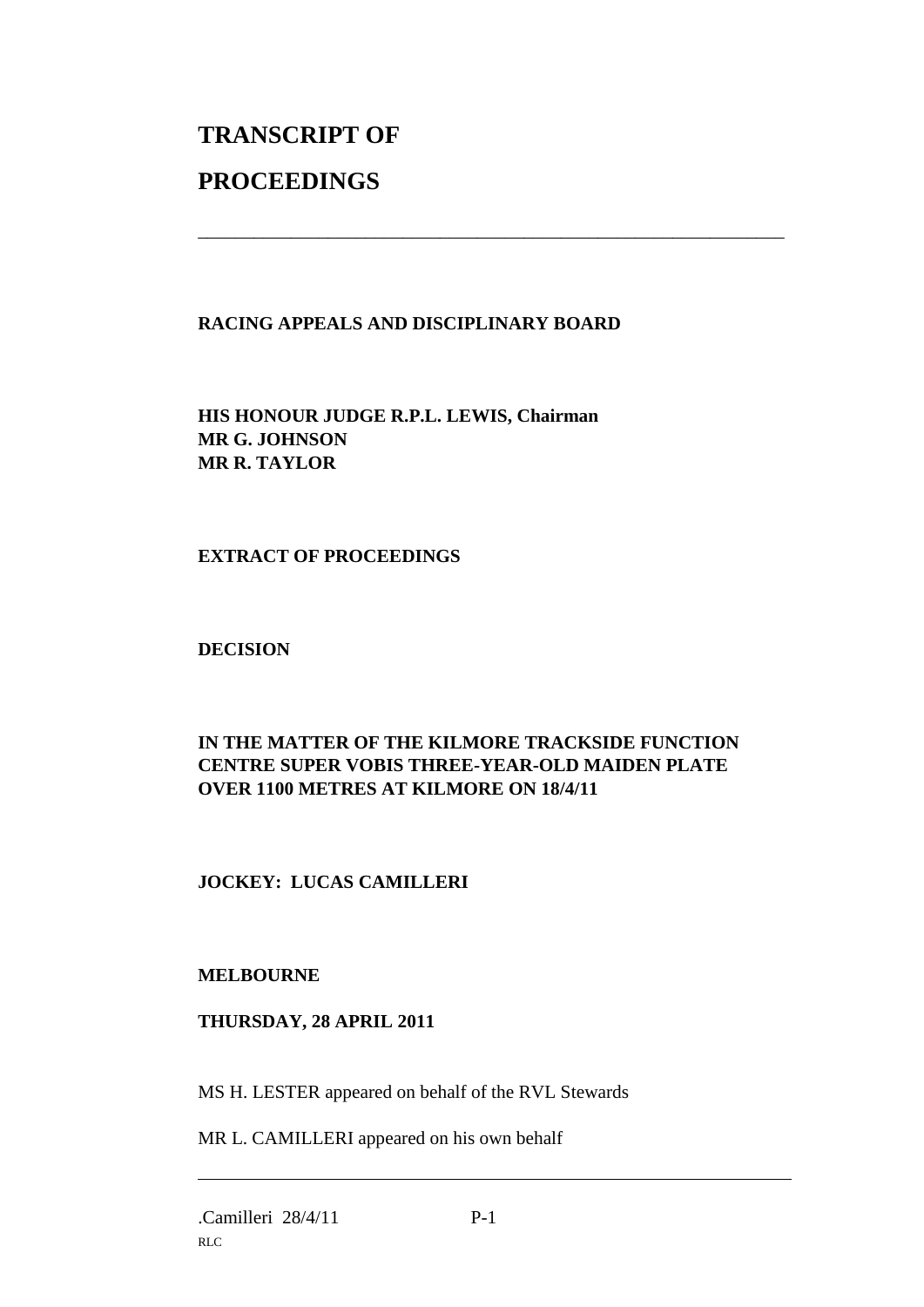# TRANSCRIPT OF PROCEEDINGS

---

**RACING APPEALS AND DISCIPLINARY BOARD**

**HIS HONOUR JUDGE R.P.L. LEWIS, Chairman**
**MR G. JOHNSON**
**MR R. TAYLOR**

**EXTRACT OF PROCEEDINGS**

**DECISION**

**IN THE MATTER OF THE KILMORE TRACKSIDE FUNCTION CENTRE SUPER VOBIS THREE-YEAR-OLD MAIDEN PLATE OVER 1100 METRES AT KILMORE ON 18/4/11**

**JOCKEY: LUCAS CAMILLERI**

**MELBOURNE**

**THURSDAY, 28 APRIL 2011**

MS H. LESTER appeared on behalf of the RVL Stewards

MR L. CAMILLERI appeared on his own behalf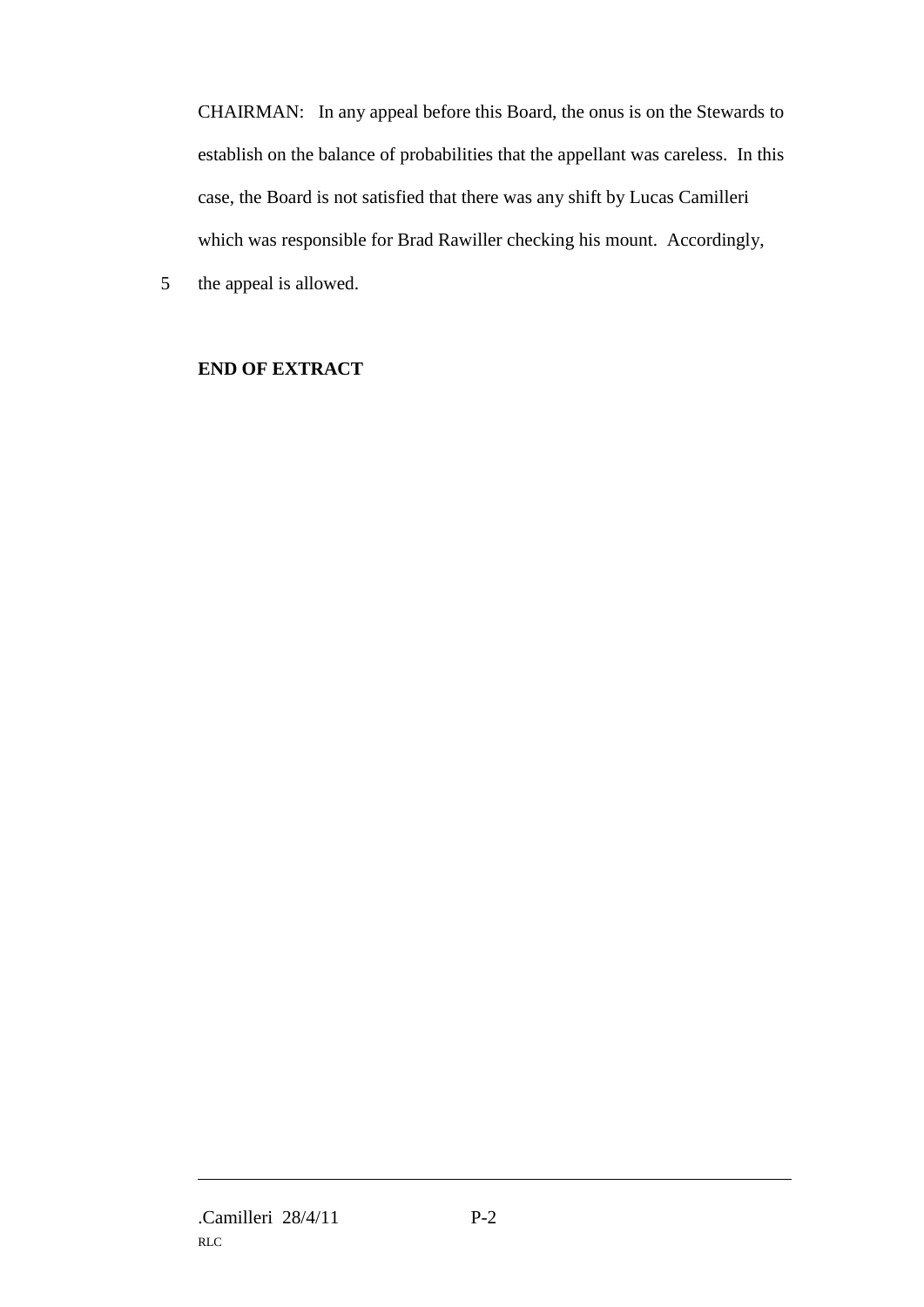CHAIRMAN: In any appeal before this Board, the onus is on the Stewards to establish on the balance of probabilities that the appellant was careless. In this case, the Board is not satisfied that there was any shift by Lucas Camilleri which was responsible for Brad Rawiller checking his mount. Accordingly, the appeal is allowed.

**END OF EXTRACT**